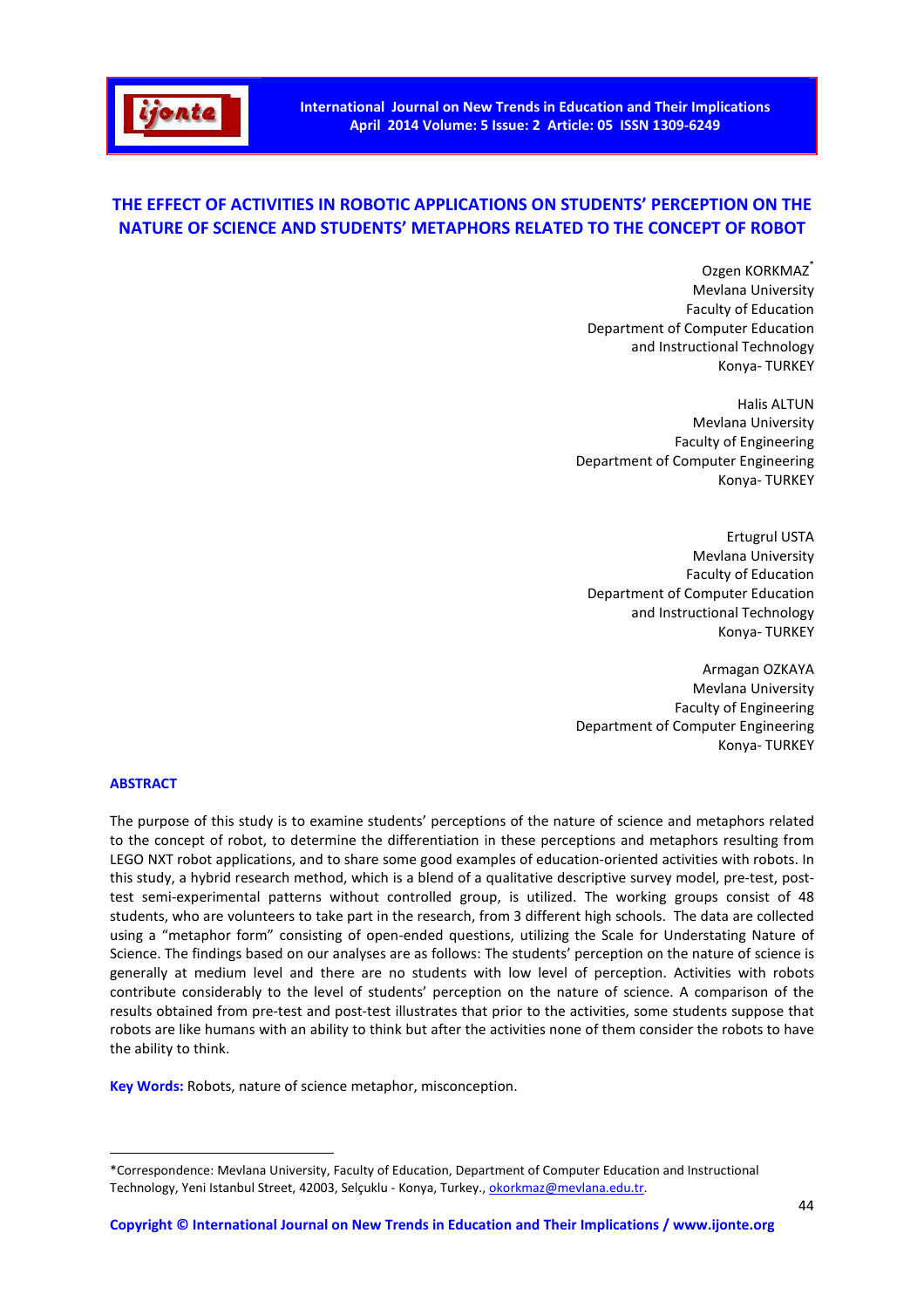# THE EFFECT OF ACTIVITIES IN ROBOTIC APPLICATIONS ON STUDENTS' PERCEPTION ON THE NATURE OF SCIENCE AND STUDENTS' METAPHORS RELATED TO THE CONCEPT OF ROBOT

Ozgen KORKMAZ*
Mevlana University
Faculty of Education
Department of Computer Education
and Instructional Technology
Konya- TURKEY

Halis ALTUN
Mevlana University
Faculty of Engineering
Department of Computer Engineering
Konya- TURKEY

Ertugrul USTA
Mevlana University
Faculty of Education
Department of Computer Education
and Instructional Technology
Konya- TURKEY

Armagan OZKAYA
Mevlana University
Faculty of Engineering
Department of Computer Engineering
Konya- TURKEY

## ABSTRACT

The purpose of this study is to examine students' perceptions of the nature of science and metaphors related to the concept of robot, to determine the differentiation in these perceptions and metaphors resulting from LEGO NXT robot applications, and to share some good examples of education-oriented activities with robots. In this study, a hybrid research method, which is a blend of a qualitative descriptive survey model, pre-test, post-test semi-experimental patterns without controlled group, is utilized. The working groups consist of 48 students, who are volunteers to take part in the research, from 3 different high schools. The data are collected using a "metaphor form" consisting of open-ended questions, utilizing the Scale for Understating Nature of Science. The findings based on our analyses are as follows: The students' perception on the nature of science is generally at medium level and there are no students with low level of perception. Activities with robots contribute considerably to the level of students' perception on the nature of science. A comparison of the results obtained from pre-test and post-test illustrates that prior to the activities, some students suppose that robots are like humans with an ability to think but after the activities none of them consider the robots to have the ability to think.

**Key Words:** Robots, nature of science metaphor, misconception.

*Correspondence: Mevlana University, Faculty of Education, Department of Computer Education and Instructional Technology, Yeni Istanbul Street, 42003, Selçuklu - Konya, Turkey., okorkmaz@mevlana.edu.tr.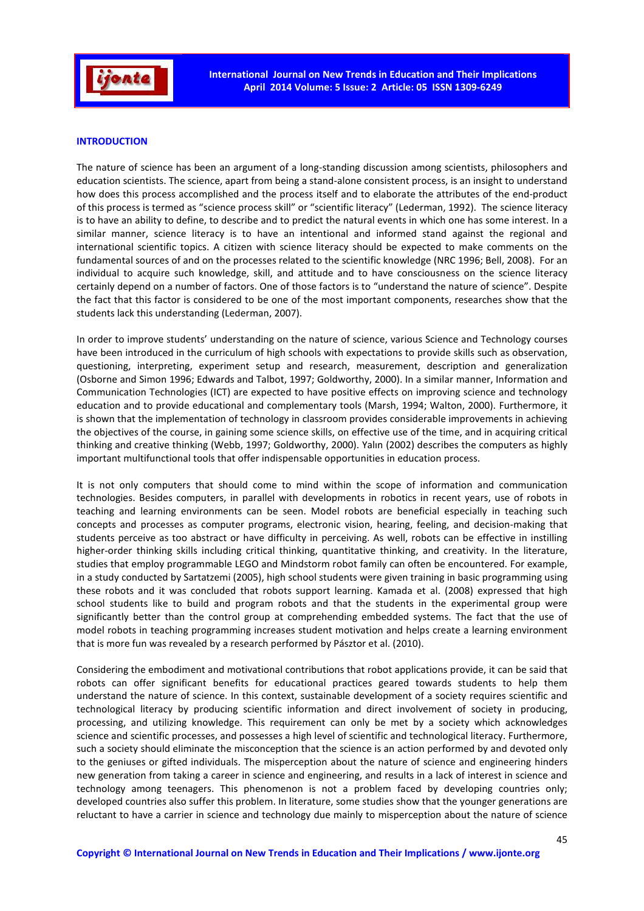## INTRODUCTION

The nature of science has been an argument of a long-standing discussion among scientists, philosophers and education scientists. The science, apart from being a stand-alone consistent process, is an insight to understand how does this process accomplished and the process itself and to elaborate the attributes of the end-product of this process is termed as "science process skill" or "scientific literacy" (Lederman, 1992). The science literacy is to have an ability to define, to describe and to predict the natural events in which one has some interest. In a similar manner, science literacy is to have an intentional and informed stand against the regional and international scientific topics. A citizen with science literacy should be expected to make comments on the fundamental sources of and on the processes related to the scientific knowledge (NRC 1996; Bell, 2008). For an individual to acquire such knowledge, skill, and attitude and to have consciousness on the science literacy certainly depend on a number of factors. One of those factors is to "understand the nature of science". Despite the fact that this factor is considered to be one of the most important components, researches show that the students lack this understanding (Lederman, 2007).

In order to improve students' understanding on the nature of science, various Science and Technology courses have been introduced in the curriculum of high schools with expectations to provide skills such as observation, questioning, interpreting, experiment setup and research, measurement, description and generalization (Osborne and Simon 1996; Edwards and Talbot, 1997; Goldworthy, 2000). In a similar manner, Information and Communication Technologies (ICT) are expected to have positive effects on improving science and technology education and to provide educational and complementary tools (Marsh, 1994; Walton, 2000). Furthermore, it is shown that the implementation of technology in classroom provides considerable improvements in achieving the objectives of the course, in gaining some science skills, on effective use of the time, and in acquiring critical thinking and creative thinking (Webb, 1997; Goldworthy, 2000). Yalın (2002) describes the computers as highly important multifunctional tools that offer indispensable opportunities in education process.

It is not only computers that should come to mind within the scope of information and communication technologies. Besides computers, in parallel with developments in robotics in recent years, use of robots in teaching and learning environments can be seen. Model robots are beneficial especially in teaching such concepts and processes as computer programs, electronic vision, hearing, feeling, and decision-making that students perceive as too abstract or have difficulty in perceiving. As well, robots can be effective in instilling higher-order thinking skills including critical thinking, quantitative thinking, and creativity. In the literature, studies that employ programmable LEGO and Mindstorm robot family can often be encountered. For example, in a study conducted by Sartatzemi (2005), high school students were given training in basic programming using these robots and it was concluded that robots support learning. Kamada et al. (2008) expressed that high school students like to build and program robots and that the students in the experimental group were significantly better than the control group at comprehending embedded systems. The fact that the use of model robots in teaching programming increases student motivation and helps create a learning environment that is more fun was revealed by a research performed by Pásztor et al. (2010).

Considering the embodiment and motivational contributions that robot applications provide, it can be said that robots can offer significant benefits for educational practices geared towards students to help them understand the nature of science. In this context, sustainable development of a society requires scientific and technological literacy by producing scientific information and direct involvement of society in producing, processing, and utilizing knowledge. This requirement can only be met by a society which acknowledges science and scientific processes, and possesses a high level of scientific and technological literacy. Furthermore, such a society should eliminate the misconception that the science is an action performed by and devoted only to the geniuses or gifted individuals. The misperception about the nature of science and engineering hinders new generation from taking a career in science and engineering, and results in a lack of interest in science and technology among teenagers. This phenomenon is not a problem faced by developing countries only; developed countries also suffer this problem. In literature, some studies show that the younger generations are reluctant to have a carrier in science and technology due mainly to misperception about the nature of science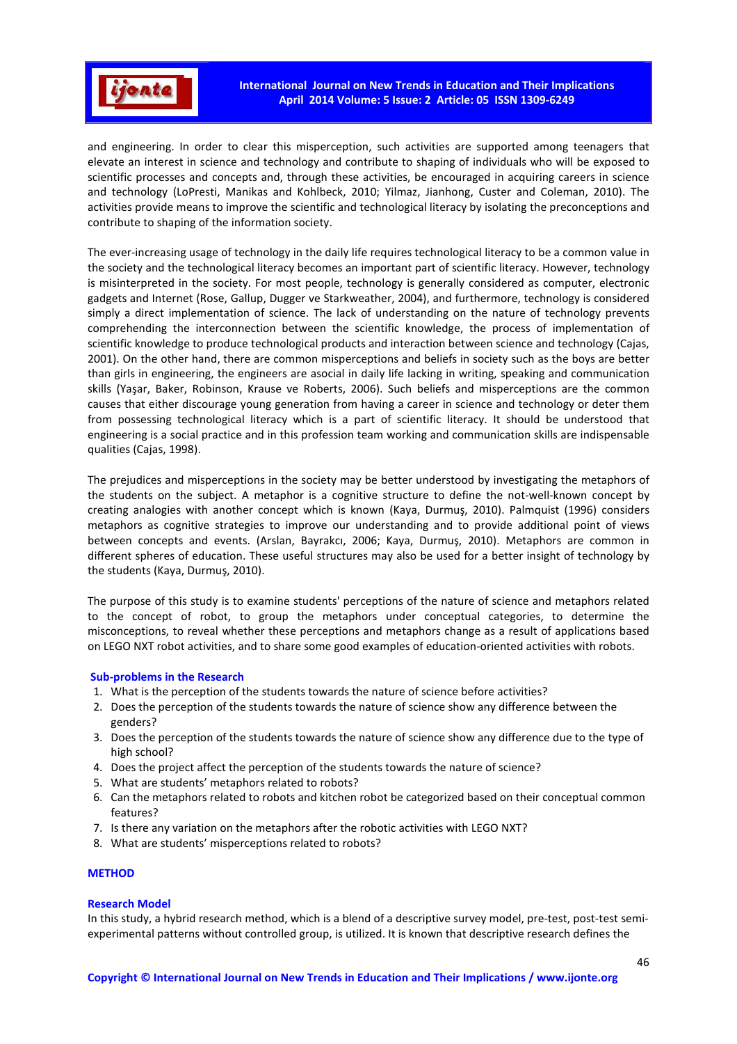and engineering. In order to clear this misperception, such activities are supported among teenagers that elevate an interest in science and technology and contribute to shaping of individuals who will be exposed to scientific processes and concepts and, through these activities, be encouraged in acquiring careers in science and technology (LoPresti, Manikas and Kohlbeck, 2010; Yilmaz, Jianhong, Custer and Coleman, 2010). The activities provide means to improve the scientific and technological literacy by isolating the preconceptions and contribute to shaping of the information society.

The ever-increasing usage of technology in the daily life requires technological literacy to be a common value in the society and the technological literacy becomes an important part of scientific literacy. However, technology is misinterpreted in the society. For most people, technology is generally considered as computer, electronic gadgets and Internet (Rose, Gallup, Dugger ve Starkweather, 2004), and furthermore, technology is considered simply a direct implementation of science. The lack of understanding on the nature of technology prevents comprehending the interconnection between the scientific knowledge, the process of implementation of scientific knowledge to produce technological products and interaction between science and technology (Cajas, 2001). On the other hand, there are common misperceptions and beliefs in society such as the boys are better than girls in engineering, the engineers are asocial in daily life lacking in writing, speaking and communication skills (Yaşar, Baker, Robinson, Krause ve Roberts, 2006). Such beliefs and misperceptions are the common causes that either discourage young generation from having a career in science and technology or deter them from possessing technological literacy which is a part of scientific literacy. It should be understood that engineering is a social practice and in this profession team working and communication skills are indispensable qualities (Cajas, 1998).

The prejudices and misperceptions in the society may be better understood by investigating the metaphors of the students on the subject. A metaphor is a cognitive structure to define the not-well-known concept by creating analogies with another concept which is known (Kaya, Durmuş, 2010). Palmquist (1996) considers metaphors as cognitive strategies to improve our understanding and to provide additional point of views between concepts and events. (Arslan, Bayrakcı, 2006; Kaya, Durmuş, 2010). Metaphors are common in different spheres of education. These useful structures may also be used for a better insight of technology by the students (Kaya, Durmuş, 2010).

The purpose of this study is to examine students' perceptions of the nature of science and metaphors related to the concept of robot, to group the metaphors under conceptual categories, to determine the misconceptions, to reveal whether these perceptions and metaphors change as a result of applications based on LEGO NXT robot activities, and to share some good examples of education-oriented activities with robots.

### Sub-problems in the Research

1. What is the perception of the students towards the nature of science before activities?
2. Does the perception of the students towards the nature of science show any difference between the genders?
3. Does the perception of the students towards the nature of science show any difference due to the type of high school?
4. Does the project affect the perception of the students towards the nature of science?
5. What are students' metaphors related to robots?
6. Can the metaphors related to robots and kitchen robot be categorized based on their conceptual common features?
7. Is there any variation on the metaphors after the robotic activities with LEGO NXT?
8. What are students' misperceptions related to robots?

## METHOD

### Research Model

In this study, a hybrid research method, which is a blend of a descriptive survey model, pre-test, post-test semi-experimental patterns without controlled group, is utilized. It is known that descriptive research defines the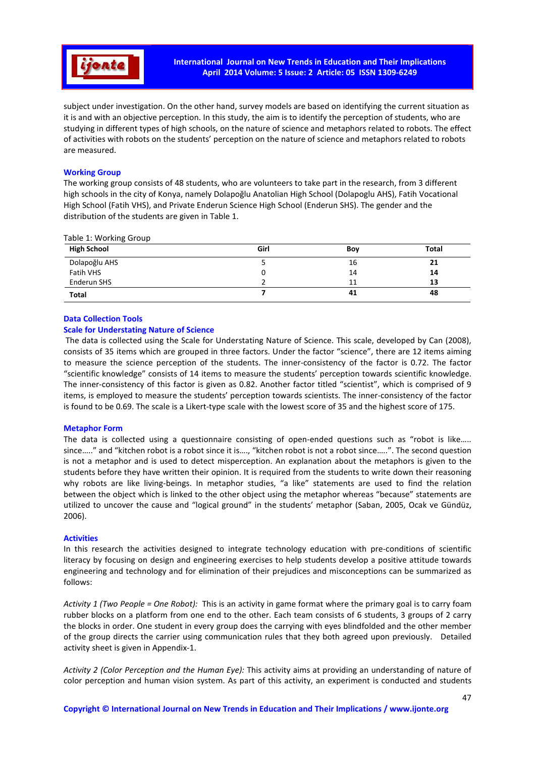subject under investigation. On the other hand, survey models are based on identifying the current situation as it is and with an objective perception. In this study, the aim is to identify the perception of students, who are studying in different types of high schools, on the nature of science and metaphors related to robots. The effect of activities with robots on the students' perception on the nature of science and metaphors related to robots are measured.

## Working Group

The working group consists of 48 students, who are volunteers to take part in the research, from 3 different high schools in the city of Konya, namely Dolapoğlu Anatolian High School (Dolapoglu AHS), Fatih Vocational High School (Fatih VHS), and Private Enderun Science High School (Enderun SHS). The gender and the distribution of the students are given in Table 1.

Table 1: Working Group

| High School | Girl | Boy | Total |
|---|---|---|---|
| Dolapoğlu AHS | 5 | 16 | **21** |
| Fatih VHS | 0 | 14 | **14** |
| Enderun SHS | 2 | 11 | **13** |
| **Total** | **7** | **41** | **48** |

## Data Collection Tools

### Scale for Understating Nature of Science

The data is collected using the Scale for Understating Nature of Science. This scale, developed by Can (2008), consists of 35 items which are grouped in three factors. Under the factor "science", there are 12 items aiming to measure the science perception of the students. The inner-consistency of the factor is 0.72. The factor "scientific knowledge" consists of 14 items to measure the students' perception towards scientific knowledge. The inner-consistency of this factor is given as 0.82. Another factor titled "scientist", which is comprised of 9 items, is employed to measure the students' perception towards scientists. The inner-consistency of the factor is found to be 0.69. The scale is a Likert-type scale with the lowest score of 35 and the highest score of 175.

### Metaphor Form

The data is collected using a questionnaire consisting of open-ended questions such as "robot is like….. since….." and "kitchen robot is a robot since it is…., "kitchen robot is not a robot since…..". The second question is not a metaphor and is used to detect misperception. An explanation about the metaphors is given to the students before they have written their opinion. It is required from the students to write down their reasoning why robots are like living-beings. In metaphor studies, "a like" statements are used to find the relation between the object which is linked to the other object using the metaphor whereas "because" statements are utilized to uncover the cause and "logical ground" in the students' metaphor (Saban, 2005, Ocak ve Gündüz, 2006).

## Activities

In this research the activities designed to integrate technology education with pre-conditions of scientific literacy by focusing on design and engineering exercises to help students develop a positive attitude towards engineering and technology and for elimination of their prejudices and misconceptions can be summarized as follows:

*Activity 1 (Two People = One Robot):* This is an activity in game format where the primary goal is to carry foam rubber blocks on a platform from one end to the other. Each team consists of 6 students, 3 groups of 2 carry the blocks in order. One student in every group does the carrying with eyes blindfolded and the other member of the group directs the carrier using communication rules that they both agreed upon previously. Detailed activity sheet is given in Appendix-1.

*Activity 2 (Color Perception and the Human Eye):* This activity aims at providing an understanding of nature of color perception and human vision system. As part of this activity, an experiment is conducted and students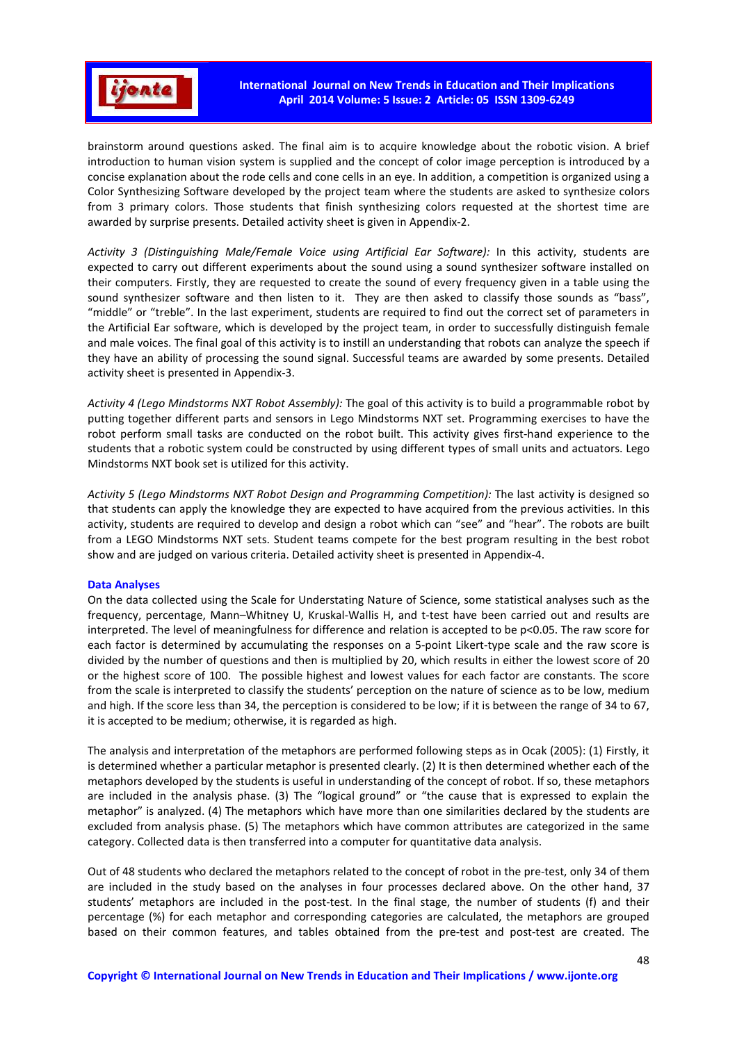brainstorm around questions asked. The final aim is to acquire knowledge about the robotic vision. A brief introduction to human vision system is supplied and the concept of color image perception is introduced by a concise explanation about the rode cells and cone cells in an eye. In addition, a competition is organized using a Color Synthesizing Software developed by the project team where the students are asked to synthesize colors from 3 primary colors. Those students that finish synthesizing colors requested at the shortest time are awarded by surprise presents. Detailed activity sheet is given in Appendix-2.

*Activity 3 (Distinguishing Male/Female Voice using Artificial Ear Software):* In this activity, students are expected to carry out different experiments about the sound using a sound synthesizer software installed on their computers. Firstly, they are requested to create the sound of every frequency given in a table using the sound synthesizer software and then listen to it. They are then asked to classify those sounds as "bass", "middle" or "treble". In the last experiment, students are required to find out the correct set of parameters in the Artificial Ear software, which is developed by the project team, in order to successfully distinguish female and male voices. The final goal of this activity is to instill an understanding that robots can analyze the speech if they have an ability of processing the sound signal. Successful teams are awarded by some presents. Detailed activity sheet is presented in Appendix-3.

*Activity 4 (Lego Mindstorms NXT Robot Assembly):* The goal of this activity is to build a programmable robot by putting together different parts and sensors in Lego Mindstorms NXT set. Programming exercises to have the robot perform small tasks are conducted on the robot built. This activity gives first-hand experience to the students that a robotic system could be constructed by using different types of small units and actuators. Lego Mindstorms NXT book set is utilized for this activity.

*Activity 5 (Lego Mindstorms NXT Robot Design and Programming Competition):* The last activity is designed so that students can apply the knowledge they are expected to have acquired from the previous activities. In this activity, students are required to develop and design a robot which can "see" and "hear". The robots are built from a LEGO Mindstorms NXT sets. Student teams compete for the best program resulting in the best robot show and are judged on various criteria. Detailed activity sheet is presented in Appendix-4.

### Data Analyses

On the data collected using the Scale for Understating Nature of Science, some statistical analyses such as the frequency, percentage, Mann–Whitney U, Kruskal-Wallis H, and t-test have been carried out and results are interpreted. The level of meaningfulness for difference and relation is accepted to be $p<0.05$. The raw score for each factor is determined by accumulating the responses on a 5-point Likert-type scale and the raw score is divided by the number of questions and then is multiplied by 20, which results in either the lowest score of 20 or the highest score of 100. The possible highest and lowest values for each factor are constants. The score from the scale is interpreted to classify the students' perception on the nature of science as to be low, medium and high. If the score less than 34, the perception is considered to be low; if it is between the range of 34 to 67, it is accepted to be medium; otherwise, it is regarded as high.

The analysis and interpretation of the metaphors are performed following steps as in Ocak (2005): (1) Firstly, it is determined whether a particular metaphor is presented clearly. (2) It is then determined whether each of the metaphors developed by the students is useful in understanding of the concept of robot. If so, these metaphors are included in the analysis phase. (3) The "logical ground" or "the cause that is expressed to explain the metaphor" is analyzed. (4) The metaphors which have more than one similarities declared by the students are excluded from analysis phase. (5) The metaphors which have common attributes are categorized in the same category. Collected data is then transferred into a computer for quantitative data analysis.

Out of 48 students who declared the metaphors related to the concept of robot in the pre-test, only 34 of them are included in the study based on the analyses in four processes declared above. On the other hand, 37 students' metaphors are included in the post-test. In the final stage, the number of students (f) and their percentage (%) for each metaphor and corresponding categories are calculated, the metaphors are grouped based on their common features, and tables obtained from the pre-test and post-test are created. The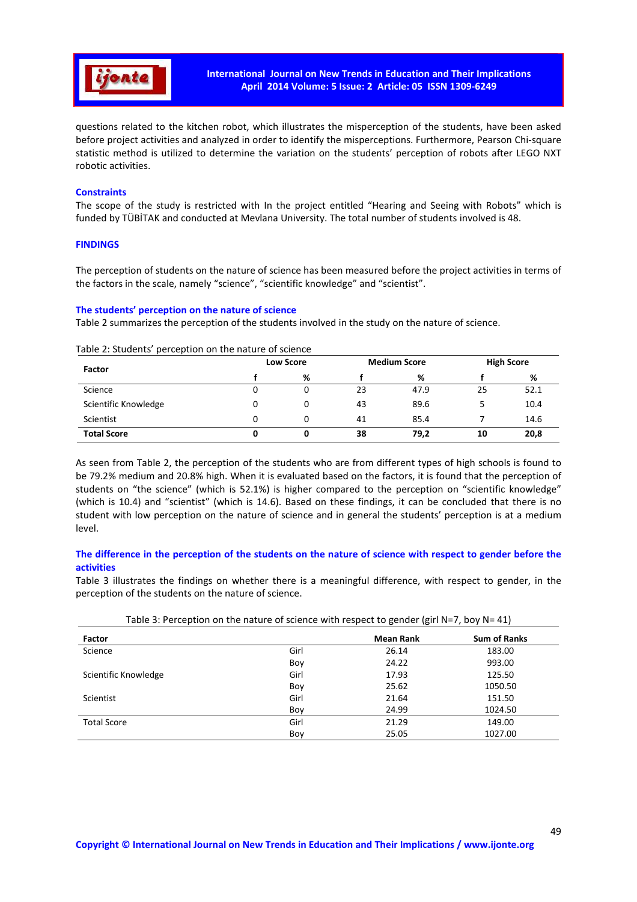questions related to the kitchen robot, which illustrates the misperception of the students, have been asked before project activities and analyzed in order to identify the misperceptions. Furthermore, Pearson Chi-square statistic method is utilized to determine the variation on the students' perception of robots after LEGO NXT robotic activities.

### Constraints

The scope of the study is restricted with In the project entitled "Hearing and Seeing with Robots" which is funded by TÜBİTAK and conducted at Mevlana University. The total number of students involved is 48.

## FINDINGS

The perception of students on the nature of science has been measured before the project activities in terms of the factors in the scale, namely "science", "scientific knowledge" and "scientist".

### The students' perception on the nature of science

Table 2 summarizes the perception of the students involved in the study on the nature of science.

Table 2: Students' perception on the nature of science

| Factor | Low Score | | Medium Score | | High Score | |
|---|---|---|---|---|---|---|
| | f | % | f | % | f | % |
| Science | 0 | 0 | 23 | 47.9 | 25 | 52.1 |
| Scientific Knowledge | 0 | 0 | 43 | 89.6 | 5 | 10.4 |
| Scientist | 0 | 0 | 41 | 85.4 | 7 | 14.6 |
| **Total Score** | **0** | **0** | **38** | **79,2** | **10** | **20,8** |

As seen from Table 2, the perception of the students who are from different types of high schools is found to be 79.2% medium and 20.8% high. When it is evaluated based on the factors, it is found that the perception of students on "the science" (which is 52.1%) is higher compared to the perception on "scientific knowledge" (which is 10.4) and "scientist" (which is 14.6). Based on these findings, it can be concluded that there is no student with low perception on the nature of science and in general the students' perception is at a medium level.

### The difference in the perception of the students on the nature of science with respect to gender before the activities

Table 3 illustrates the findings on whether there is a meaningful difference, with respect to gender, in the perception of the students on the nature of science.

Table 3: Perception on the nature of science with respect to gender (girl N=7, boy N= 41)

| Factor | | Mean Rank | Sum of Ranks |
|---|---|---|---|
| Science | Girl | 26.14 | 183.00 |
| | Boy | 24.22 | 993.00 |
| Scientific Knowledge | Girl | 17.93 | 125.50 |
| | Boy | 25.62 | 1050.50 |
| Scientist | Girl | 21.64 | 151.50 |
| | Boy | 24.99 | 1024.50 |
| Total Score | Girl | 21.29 | 149.00 |
| | Boy | 25.05 | 1027.00 |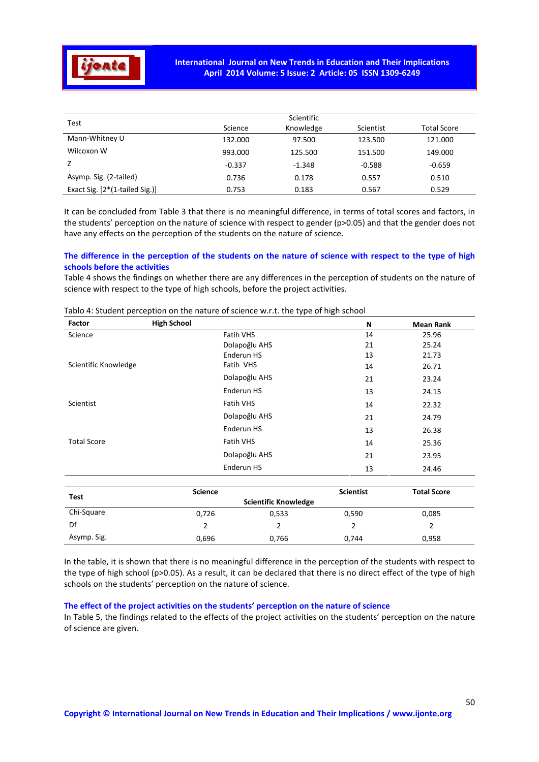| Test | Science | Scientific Knowledge | Scientist | Total Score |
|---|---|---|---|---|
| Mann-Whitney U | 132.000 | 97.500 | 123.500 | 121.000 |
| Wilcoxon W | 993.000 | 125.500 | 151.500 | 149.000 |
| Z | -0.337 | -1.348 | -0.588 | -0.659 |
| Asymp. Sig. (2-tailed) | 0.736 | 0.178 | 0.557 | 0.510 |
| Exact Sig. [2*(1-tailed Sig.)] | 0.753 | 0.183 | 0.567 | 0.529 |

It can be concluded from Table 3 that there is no meaningful difference, in terms of total scores and factors, in the students' perception on the nature of science with respect to gender (p>0.05) and that the gender does not have any effects on the perception of the students on the nature of science.

### The difference in the perception of the students on the nature of science with respect to the type of high schools before the activities

Table 4 shows the findings on whether there are any differences in the perception of students on the nature of science with respect to the type of high schools, before the project activities.

Tablo 4: Student perception on the nature of science w.r.t. the type of high school

| Factor | High School | N | Mean Rank |
|---|---|---|---|
| Science | Fatih VHS | 14 | 25.96 |
| | Dolapoğlu AHS | 21 | 25.24 |
| | Enderun HS | 13 | 21.73 |
| Scientific Knowledge | Fatih VHS | 14 | 26.71 |
| | Dolapoğlu AHS | 21 | 23.24 |
| | Enderun HS | 13 | 24.15 |
| Scientist | Fatih VHS | 14 | 22.32 |
| | Dolapoğlu AHS | 21 | 24.79 |
| | Enderun HS | 13 | 26.38 |
| Total Score | Fatih VHS | 14 | 25.36 |
| | Dolapoğlu AHS | 21 | 23.95 |
| | Enderun HS | 13 | 24.46 |

| Test | Science | Scientific Knowledge | Scientist | Total Score |
|---|---|---|---|---|
| Chi-Square | 0,726 | 0,533 | 0,590 | 0,085 |
| Df | 2 | 2 | 2 | 2 |
| Asymp. Sig. | 0,696 | 0,766 | 0,744 | 0,958 |

In the table, it is shown that there is no meaningful difference in the perception of the students with respect to the type of high school (p>0.05). As a result, it can be declared that there is no direct effect of the type of high schools on the students' perception on the nature of science.

### The effect of the project activities on the students' perception on the nature of science

In Table 5, the findings related to the effects of the project activities on the students' perception on the nature of science are given.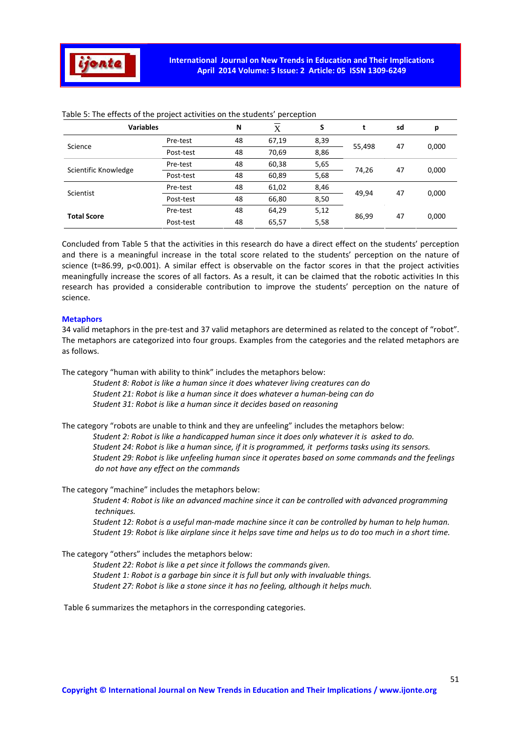Table 5: The effects of the project activities on the students' perception

| Variables | | N | $\overline{X}$ | S | t | sd | p |
|---|---|---|---|---|---|---|---|
| Science | Pre-test | 48 | 67,19 | 8,39 | 55,498 | 47 | 0,000 |
| | Post-test | 48 | 70,69 | 8,86 | | | |
| Scientific Knowledge | Pre-test | 48 | 60,38 | 5,65 | 74,26 | 47 | 0,000 |
| | Post-test | 48 | 60,89 | 5,68 | | | |
| Scientist | Pre-test | 48 | 61,02 | 8,46 | 49,94 | 47 | 0,000 |
| | Post-test | 48 | 66,80 | 8,50 | | | |
| **Total Score** | Pre-test | 48 | 64,29 | 5,12 | 86,99 | 47 | 0,000 |
| | Post-test | 48 | 65,57 | 5,58 | | | |

Concluded from Table 5 that the activities in this research do have a direct effect on the students' perception and there is a meaningful increase in the total score related to the students' perception on the nature of science ($t=86.99$, $p<0.001$). A similar effect is observable on the factor scores in that the project activities meaningfully increase the scores of all factors. As a result, it can be claimed that the robotic activities In this research has provided a considerable contribution to improve the students' perception on the nature of science.

## Metaphors

34 valid metaphors in the pre-test and 37 valid metaphors are determined as related to the concept of "robot". The metaphors are categorized into four groups. Examples from the categories and the related metaphors are as follows.

The category "human with ability to think" includes the metaphors below:

*Student 8: Robot is like a human since it does whatever living creatures can do*
*Student 21: Robot is like a human since it does whatever a human-being can do*
*Student 31: Robot is like a human since it decides based on reasoning*

The category "robots are unable to think and they are unfeeling" includes the metaphors below:

*Student 2: Robot is like a handicapped human since it does only whatever it is asked to do.*
*Student 24: Robot is like a human since, if it is programmed, it performs tasks using its sensors.*
*Student 29: Robot is like unfeeling human since it operates based on some commands and the feelings do not have any effect on the commands*

The category "machine" includes the metaphors below:

*Student 4: Robot is like an advanced machine since it can be controlled with advanced programming techniques.*
*Student 12: Robot is a useful man-made machine since it can be controlled by human to help human.*
*Student 19: Robot is like airplane since it helps save time and helps us to do too much in a short time.*

The category "others" includes the metaphors below:

*Student 22: Robot is like a pet since it follows the commands given.*
*Student 1: Robot is a garbage bin since it is full but only with invaluable things.*
*Student 27: Robot is like a stone since it has no feeling, although it helps much.*

Table 6 summarizes the metaphors in the corresponding categories.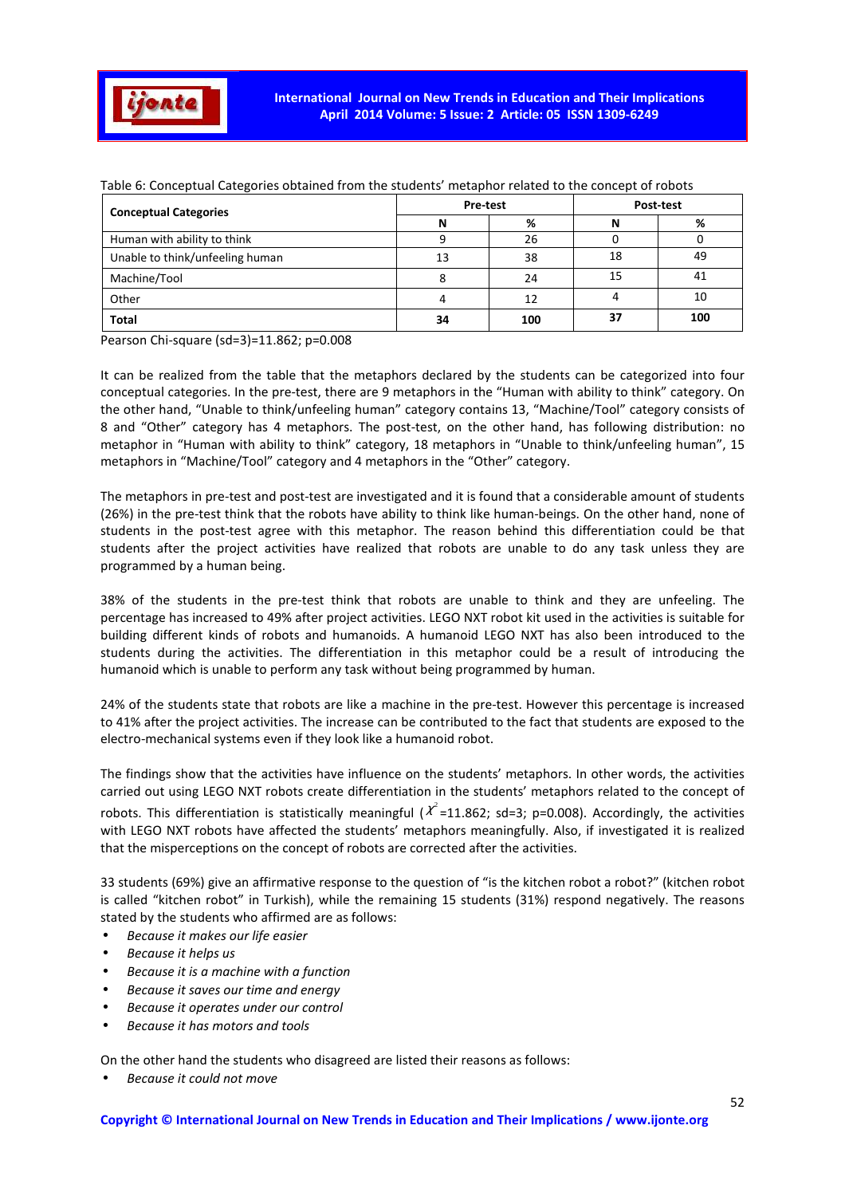Table 6: Conceptual Categories obtained from the students' metaphor related to the concept of robots

| Conceptual Categories | Pre-test | | Post-test | |
|---|---|---|---|---|
| | N | % | N | % |
| Human with ability to think | 9 | 26 | 0 | 0 |
| Unable to think/unfeeling human | 13 | 38 | 18 | 49 |
| Machine/Tool | 8 | 24 | 15 | 41 |
| Other | 4 | 12 | 4 | 10 |
| **Total** | **34** | **100** | **37** | **100** |

Pearson Chi-square (sd=3)=11.862; p=0.008

It can be realized from the table that the metaphors declared by the students can be categorized into four conceptual categories. In the pre-test, there are 9 metaphors in the "Human with ability to think" category. On the other hand, "Unable to think/unfeeling human" category contains 13, "Machine/Tool" category consists of 8 and "Other" category has 4 metaphors. The post-test, on the other hand, has following distribution: no metaphor in "Human with ability to think" category, 18 metaphors in "Unable to think/unfeeling human", 15 metaphors in "Machine/Tool" category and 4 metaphors in the "Other" category.

The metaphors in pre-test and post-test are investigated and it is found that a considerable amount of students (26%) in the pre-test think that the robots have ability to think like human-beings. On the other hand, none of students in the post-test agree with this metaphor. The reason behind this differentiation could be that students after the project activities have realized that robots are unable to do any task unless they are programmed by a human being.

38% of the students in the pre-test think that robots are unable to think and they are unfeeling. The percentage has increased to 49% after project activities. LEGO NXT robot kit used in the activities is suitable for building different kinds of robots and humanoids. A humanoid LEGO NXT has also been introduced to the students during the activities. The differentiation in this metaphor could be a result of introducing the humanoid which is unable to perform any task without being programmed by human.

24% of the students state that robots are like a machine in the pre-test. However this percentage is increased to 41% after the project activities. The increase can be contributed to the fact that students are exposed to the electro-mechanical systems even if they look like a humanoid robot.

The findings show that the activities have influence on the students' metaphors. In other words, the activities carried out using LEGO NXT robots create differentiation in the students' metaphors related to the concept of robots. This differentiation is statistically meaningful ($\chi^2$=11.862; sd=3; p=0.008). Accordingly, the activities with LEGO NXT robots have affected the students' metaphors meaningfully. Also, if investigated it is realized that the misperceptions on the concept of robots are corrected after the activities.

33 students (69%) give an affirmative response to the question of "is the kitchen robot a robot?" (kitchen robot is called "kitchen robot" in Turkish), while the remaining 15 students (31%) respond negatively. The reasons stated by the students who affirmed are as follows:

- *Because it makes our life easier*
- *Because it helps us*
- *Because it is a machine with a function*
- *Because it saves our time and energy*
- *Because it operates under our control*
- *Because it has motors and tools*

On the other hand the students who disagreed are listed their reasons as follows:

- *Because it could not move*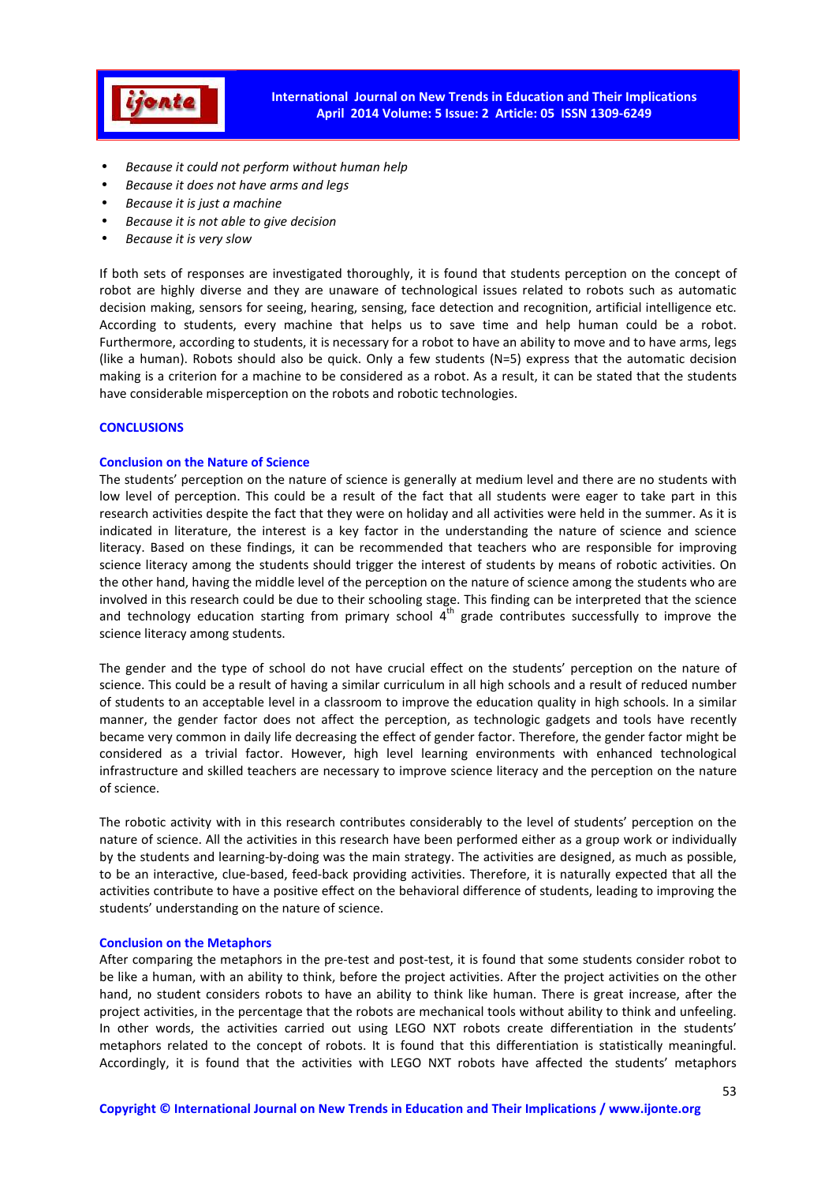- *Because it could not perform without human help*
- *Because it does not have arms and legs*
- *Because it is just a machine*
- *Because it is not able to give decision*
- *Because it is very slow*

If both sets of responses are investigated thoroughly, it is found that students perception on the concept of robot are highly diverse and they are unaware of technological issues related to robots such as automatic decision making, sensors for seeing, hearing, sensing, face detection and recognition, artificial intelligence etc. According to students, every machine that helps us to save time and help human could be a robot. Furthermore, according to students, it is necessary for a robot to have an ability to move and to have arms, legs (like a human). Robots should also be quick. Only a few students (N=5) express that the automatic decision making is a criterion for a machine to be considered as a robot. As a result, it can be stated that the students have considerable misperception on the robots and robotic technologies.

## CONCLUSIONS

### Conclusion on the Nature of Science

The students' perception on the nature of science is generally at medium level and there are no students with low level of perception. This could be a result of the fact that all students were eager to take part in this research activities despite the fact that they were on holiday and all activities were held in the summer. As it is indicated in literature, the interest is a key factor in the understanding the nature of science and science literacy. Based on these findings, it can be recommended that teachers who are responsible for improving science literacy among the students should trigger the interest of students by means of robotic activities. On the other hand, having the middle level of the perception on the nature of science among the students who are involved in this research could be due to their schooling stage. This finding can be interpreted that the science and technology education starting from primary school 4th grade contributes successfully to improve the science literacy among students.

The gender and the type of school do not have crucial effect on the students' perception on the nature of science. This could be a result of having a similar curriculum in all high schools and a result of reduced number of students to an acceptable level in a classroom to improve the education quality in high schools. In a similar manner, the gender factor does not affect the perception, as technologic gadgets and tools have recently became very common in daily life decreasing the effect of gender factor. Therefore, the gender factor might be considered as a trivial factor. However, high level learning environments with enhanced technological infrastructure and skilled teachers are necessary to improve science literacy and the perception on the nature of science.

The robotic activity with in this research contributes considerably to the level of students' perception on the nature of science. All the activities in this research have been performed either as a group work or individually by the students and learning-by-doing was the main strategy. The activities are designed, as much as possible, to be an interactive, clue-based, feed-back providing activities. Therefore, it is naturally expected that all the activities contribute to have a positive effect on the behavioral difference of students, leading to improving the students' understanding on the nature of science.

### Conclusion on the Metaphors

After comparing the metaphors in the pre-test and post-test, it is found that some students consider robot to be like a human, with an ability to think, before the project activities. After the project activities on the other hand, no student considers robots to have an ability to think like human. There is great increase, after the project activities, in the percentage that the robots are mechanical tools without ability to think and unfeeling. In other words, the activities carried out using LEGO NXT robots create differentiation in the students' metaphors related to the concept of robots. It is found that this differentiation is statistically meaningful. Accordingly, it is found that the activities with LEGO NXT robots have affected the students' metaphors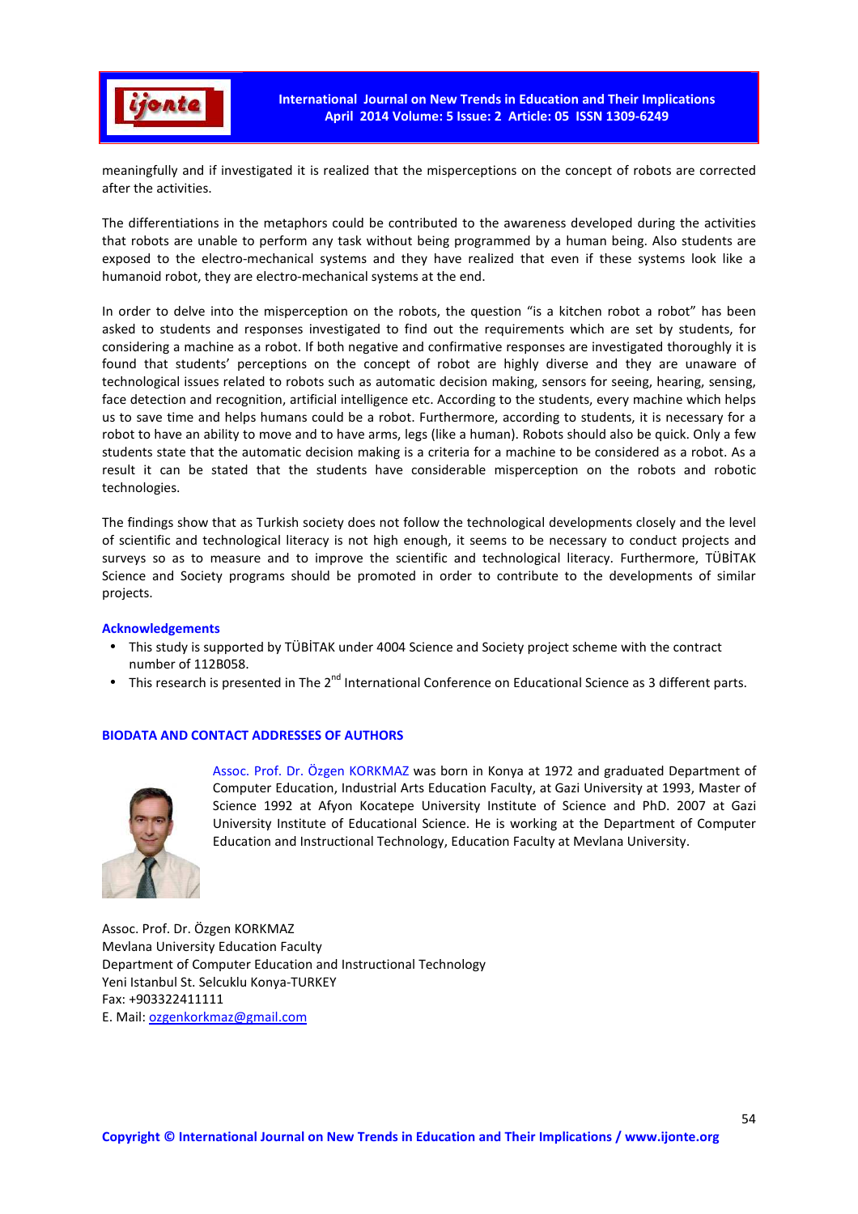meaningfully and if investigated it is realized that the misperceptions on the concept of robots are corrected after the activities.

The differentiations in the metaphors could be contributed to the awareness developed during the activities that robots are unable to perform any task without being programmed by a human being. Also students are exposed to the electro-mechanical systems and they have realized that even if these systems look like a humanoid robot, they are electro-mechanical systems at the end.

In order to delve into the misperception on the robots, the question "is a kitchen robot a robot" has been asked to students and responses investigated to find out the requirements which are set by students, for considering a machine as a robot. If both negative and confirmative responses are investigated thoroughly it is found that students' perceptions on the concept of robot are highly diverse and they are unaware of technological issues related to robots such as automatic decision making, sensors for seeing, hearing, sensing, face detection and recognition, artificial intelligence etc. According to the students, every machine which helps us to save time and helps humans could be a robot. Furthermore, according to students, it is necessary for a robot to have an ability to move and to have arms, legs (like a human). Robots should also be quick. Only a few students state that the automatic decision making is a criteria for a machine to be considered as a robot. As a result it can be stated that the students have considerable misperception on the robots and robotic technologies.

The findings show that as Turkish society does not follow the technological developments closely and the level of scientific and technological literacy is not high enough, it seems to be necessary to conduct projects and surveys so as to measure and to improve the scientific and technological literacy. Furthermore, TÜBİTAK Science and Society programs should be promoted in order to contribute to the developments of similar projects.

## Acknowledgements

- This study is supported by TÜBİTAK under 4004 Science and Society project scheme with the contract number of 112B058.
- This research is presented in The 2nd International Conference on Educational Science as 3 different parts.

## BIODATA AND CONTACT ADDRESSES OF AUTHORS

Assoc. Prof. Dr. Özgen KORKMAZ was born in Konya at 1972 and graduated Department of Computer Education, Industrial Arts Education Faculty, at Gazi University at 1993, Master of Science 1992 at Afyon Kocatepe University Institute of Science and PhD. 2007 at Gazi University Institute of Educational Science. He is working at the Department of Computer Education and Instructional Technology, Education Faculty at Mevlana University.

Assoc. Prof. Dr. Özgen KORKMAZ
Mevlana University Education Faculty
Department of Computer Education and Instructional Technology
Yeni Istanbul St. Selcuklu Konya-TURKEY
Fax: +903322411111
E. Mail: ozgenkorkmaz@gmail.com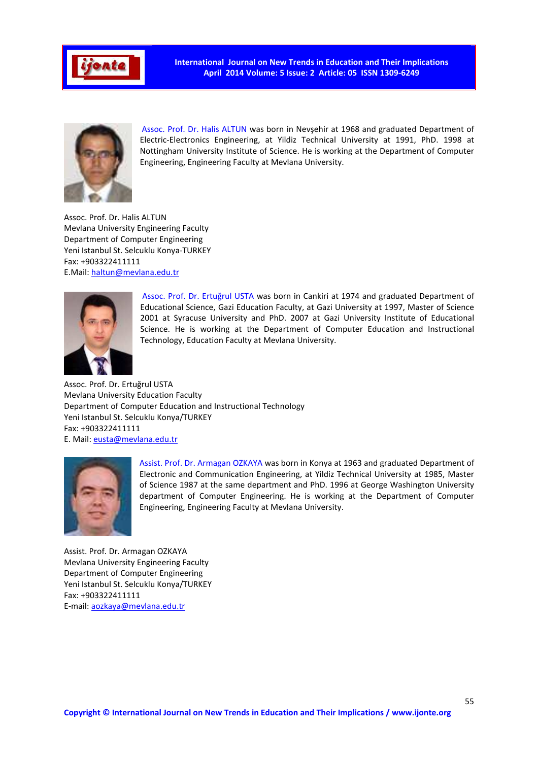Assoc. Prof. Dr. Halis ALTUN was born in Nevşehir at 1968 and graduated Department of Electric-Electronics Engineering, at Yildiz Technical University at 1991, PhD. 1998 at Nottingham University Institute of Science. He is working at the Department of Computer Engineering, Engineering Faculty at Mevlana University.

Assoc. Prof. Dr. Halis ALTUN
Mevlana University Engineering Faculty
Department of Computer Engineering
Yeni Istanbul St. Selcuklu Konya-TURKEY
Fax: +903322411111
E.Mail: haltun@mevlana.edu.tr

Assoc. Prof. Dr. Ertuğrul USTA was born in Cankiri at 1974 and graduated Department of Educational Science, Gazi Education Faculty, at Gazi University at 1997, Master of Science 2001 at Syracuse University and PhD. 2007 at Gazi University Institute of Educational Science. He is working at the Department of Computer Education and Instructional Technology, Education Faculty at Mevlana University.

Assoc. Prof. Dr. Ertuğrul USTA
Mevlana University Education Faculty
Department of Computer Education and Instructional Technology
Yeni Istanbul St. Selcuklu Konya/TURKEY
Fax: +903322411111
E. Mail: eusta@mevlana.edu.tr

Assist. Prof. Dr. Armagan OZKAYA was born in Konya at 1963 and graduated Department of Electronic and Communication Engineering, at Yildiz Technical University at 1985, Master of Science 1987 at the same department and PhD. 1996 at George Washington University department of Computer Engineering. He is working at the Department of Computer Engineering, Engineering Faculty at Mevlana University.

Assist. Prof. Dr. Armagan OZKAYA
Mevlana University Engineering Faculty
Department of Computer Engineering
Yeni Istanbul St. Selcuklu Konya/TURKEY
Fax: +903322411111
E-mail: aozkaya@mevlana.edu.tr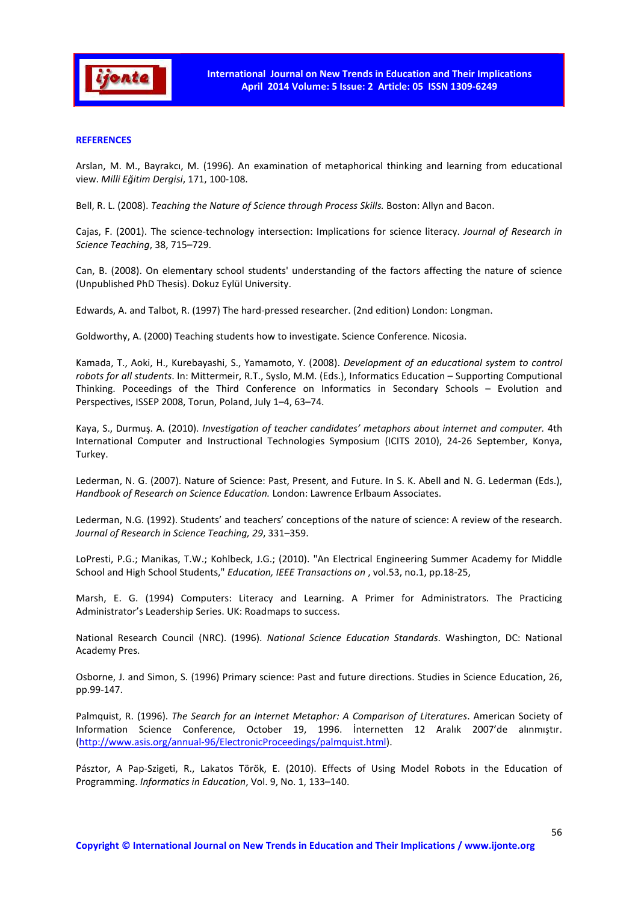**REFERENCES**

Arslan, M. M., Bayrakcı, M. (1996). An examination of metaphorical thinking and learning from educational view. *Milli Eğitim Dergisi*, 171, 100-108.

Bell, R. L. (2008). *Teaching the Nature of Science through Process Skills.* Boston: Allyn and Bacon.

Cajas, F. (2001). The science-technology intersection: Implications for science literacy. *Journal of Research in Science Teaching*, 38, 715–729.

Can, B. (2008). On elementary school students' understanding of the factors affecting the nature of science (Unpublished PhD Thesis). Dokuz Eylül University.

Edwards, A. and Talbot, R. (1997) The hard-pressed researcher. (2nd edition) London: Longman.

Goldworthy, A. (2000) Teaching students how to investigate. Science Conference. Nicosia.

Kamada, T., Aoki, H., Kurebayashi, S., Yamamoto, Y. (2008). *Development of an educational system to control robots for all students.* In: Mittermeir, R.T., Syslo, M.M. (Eds.), Informatics Education – Supporting Computional Thinking. Poceedings of the Third Conference on Informatics in Secondary Schools – Evolution and Perspectives, ISSEP 2008, Torun, Poland, July 1–4, 63–74.

Kaya, S., Durmuş. A. (2010). *Investigation of teacher candidates' metaphors about internet and computer.* 4th International Computer and Instructional Technologies Symposium (ICITS 2010), 24-26 September, Konya, Turkey.

Lederman, N. G. (2007). Nature of Science: Past, Present, and Future. In S. K. Abell and N. G. Lederman (Eds.), *Handbook of Research on Science Education.* London: Lawrence Erlbaum Associates.

Lederman, N.G. (1992). Students' and teachers' conceptions of the nature of science: A review of the research. *Journal of Research in Science Teaching, 29*, 331–359.

LoPresti, P.G.; Manikas, T.W.; Kohlbeck, J.G.; (2010). "An Electrical Engineering Summer Academy for Middle School and High School Students," *Education, IEEE Transactions on* , vol.53, no.1, pp.18-25,

Marsh, E. G. (1994) Computers: Literacy and Learning. A Primer for Administrators. The Practicing Administrator's Leadership Series. UK: Roadmaps to success.

National Research Council (NRC). (1996). *National Science Education Standards*. Washington, DC: National Academy Pres.

Osborne, J. and Simon, S. (1996) Primary science: Past and future directions. Studies in Science Education, 26, pp.99-147.

Palmquist, R. (1996). *The Search for an Internet Metaphor: A Comparison of Literatures*. American Society of Information Science Conference, October 19, 1996. İnternetten 12 Aralık 2007'de alınmıştır. (http://www.asis.org/annual-96/ElectronicProceedings/palmquist.html).

Pásztor, A Pap-Szigeti, R., Lakatos Török, E. (2010). Effects of Using Model Robots in the Education of Programming. *Informatics in Education*, Vol. 9, No. 1, 133–140.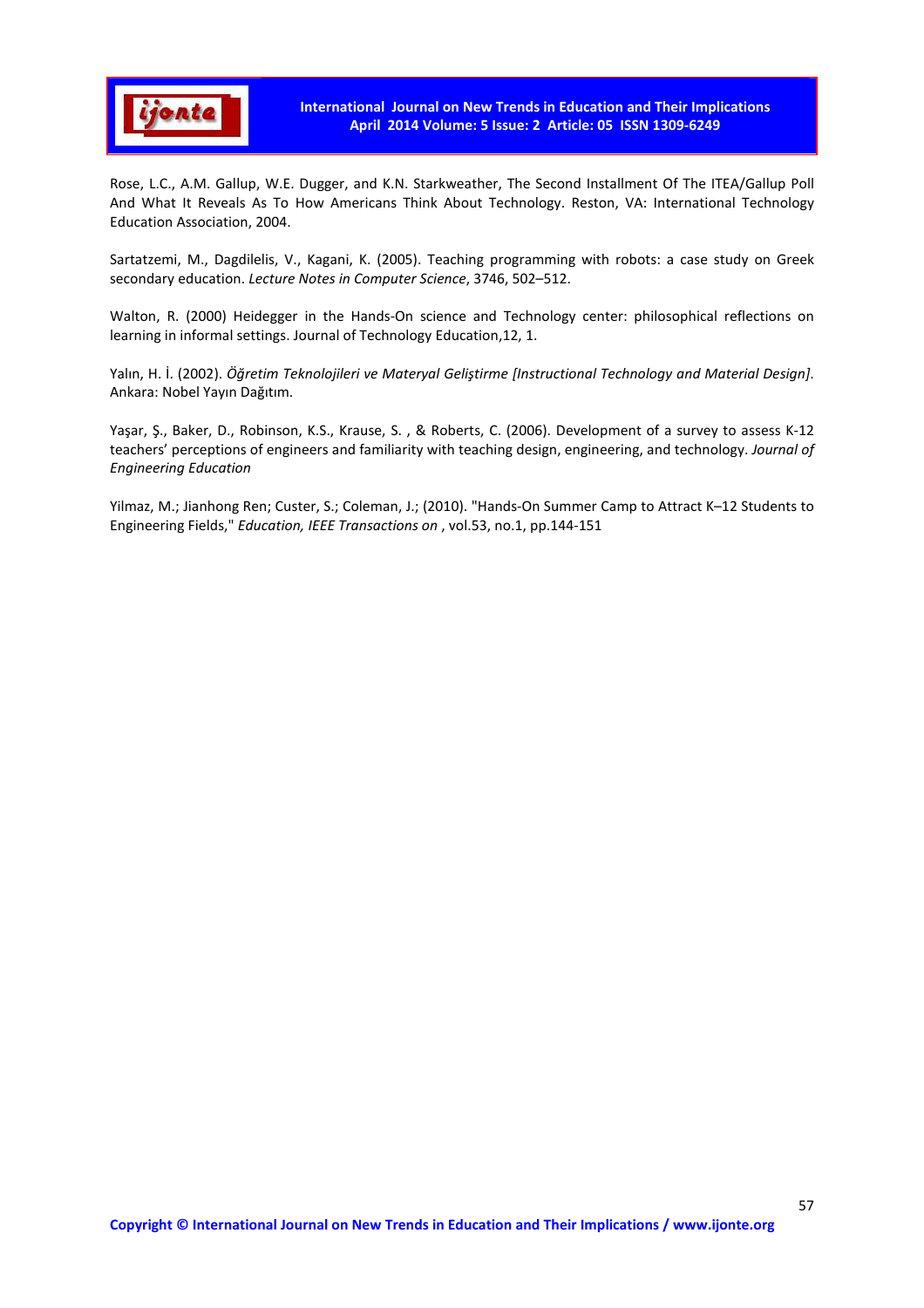Rose, L.C., A.M. Gallup, W.E. Dugger, and K.N. Starkweather, The Second Installment Of The ITEA/Gallup Poll And What It Reveals As To How Americans Think About Technology. Reston, VA: International Technology Education Association, 2004.

Sartatzemi, M., Dagdilelis, V., Kagani, K. (2005). Teaching programming with robots: a case study on Greek secondary education. *Lecture Notes in Computer Science*, 3746, 502–512.

Walton, R. (2000) Heidegger in the Hands-On science and Technology center: philosophical reflections on learning in informal settings. Journal of Technology Education,12, 1.

Yalın, H. İ. (2002). *Öğretim Teknolojileri ve Materyal Geliştirme [Instructional Technology and Material Design]*. Ankara: Nobel Yayın Dağıtım.

Yaşar, Ş., Baker, D., Robinson, K.S., Krause, S. , & Roberts, C. (2006). Development of a survey to assess K-12 teachers' perceptions of engineers and familiarity with teaching design, engineering, and technology. *Journal of Engineering Education*

Yilmaz, M.; Jianhong Ren; Custer, S.; Coleman, J.; (2010). "Hands-On Summer Camp to Attract K–12 Students to Engineering Fields," *Education, IEEE Transactions on* , vol.53, no.1, pp.144-151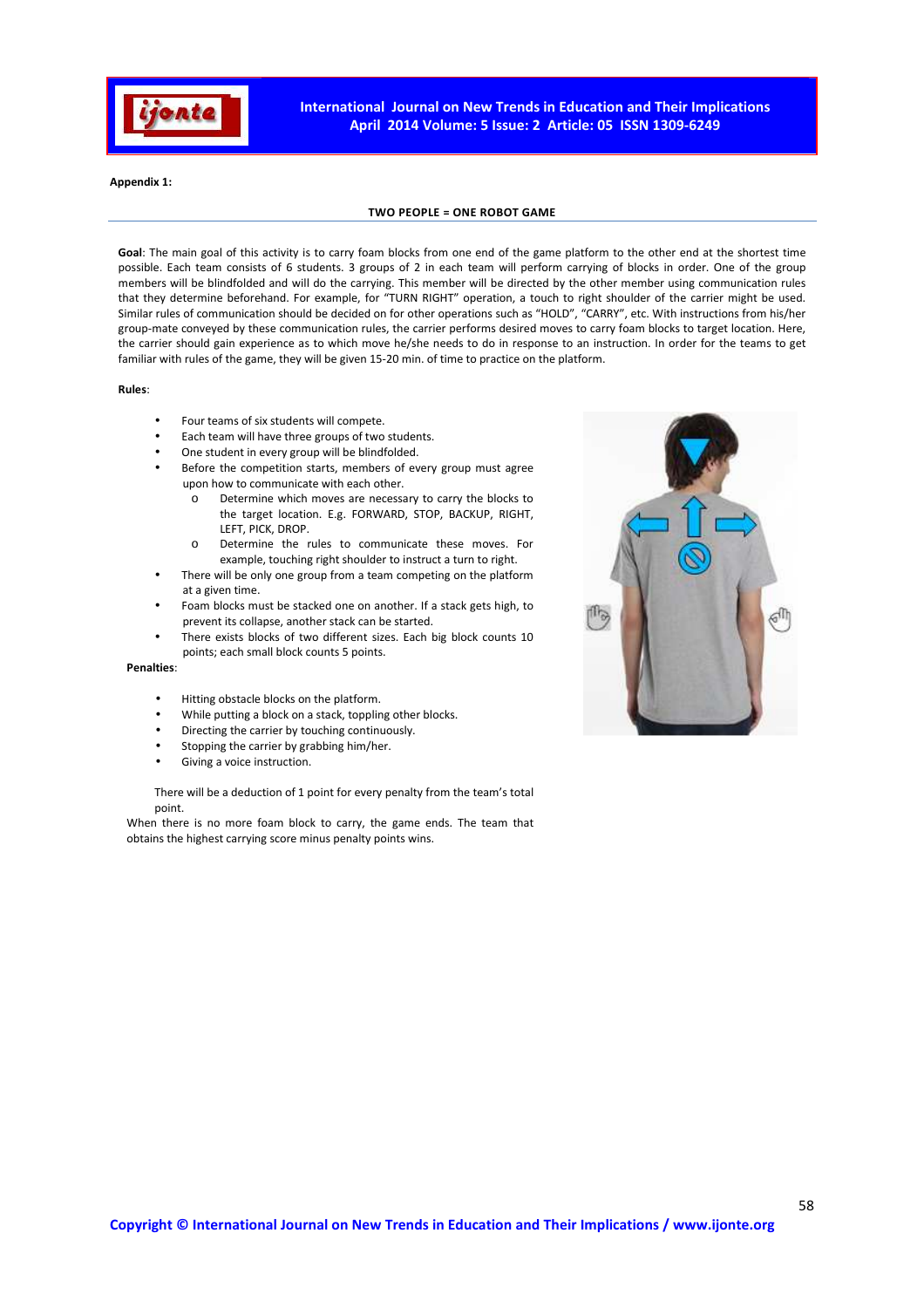**Appendix 1:**

**TWO PEOPLE = ONE ROBOT GAME**

**Goal**: The main goal of this activity is to carry foam blocks from one end of the game platform to the other end at the shortest time possible. Each team consists of 6 students. 3 groups of 2 in each team will perform carrying of blocks in order. One of the group members will be blindfolded and will do the carrying. This member will be directed by the other member using communication rules that they determine beforehand. For example, for "TURN RIGHT" operation, a touch to right shoulder of the carrier might be used. Similar rules of communication should be decided on for other operations such as "HOLD", "CARRY", etc. With instructions from his/her group-mate conveyed by these communication rules, the carrier performs desired moves to carry foam blocks to target location. Here, the carrier should gain experience as to which move he/she needs to do in response to an instruction. In order for the teams to get familiar with rules of the game, they will be given 15-20 min. of time to practice on the platform.

**Rules**:

- Four teams of six students will compete.
- Each team will have three groups of two students.
- One student in every group will be blindfolded.
- Before the competition starts, members of every group must agree upon how to communicate with each other.
    - Determine which moves are necessary to carry the blocks to the target location. E.g. FORWARD, STOP, BACKUP, RIGHT, LEFT, PICK, DROP.
    - Determine the rules to communicate these moves. For example, touching right shoulder to instruct a turn to right.
- There will be only one group from a team competing on the platform at a given time.
- Foam blocks must be stacked one on another. If a stack gets high, to prevent its collapse, another stack can be started.
- There exists blocks of two different sizes. Each big block counts 10 points; each small block counts 5 points.

**Penalties**:

- Hitting obstacle blocks on the platform.
- While putting a block on a stack, toppling other blocks.
- Directing the carrier by touching continuously.
- Stopping the carrier by grabbing him/her.
- Giving a voice instruction.

There will be a deduction of 1 point for every penalty from the team's total point.

When there is no more foam block to carry, the game ends. The team that obtains the highest carrying score minus penalty points wins.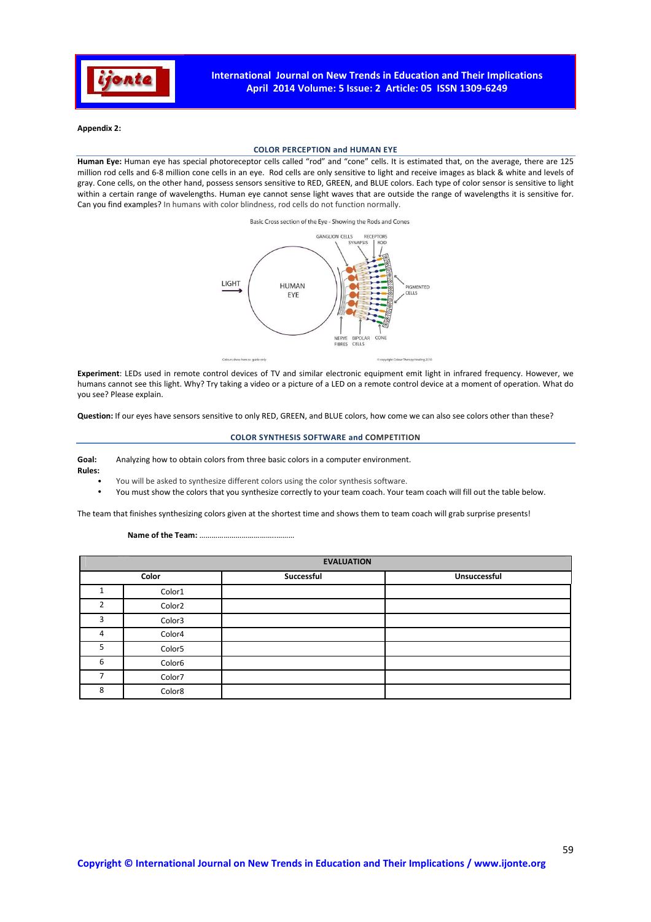**Appendix 2:**

## COLOR PERCEPTION and HUMAN EYE

**Human Eye:** Human eye has special photoreceptor cells called "rod" and "cone" cells. It is estimated that, on the average, there are 125 million rod cells and 6-8 million cone cells in an eye. Rod cells are only sensitive to light and receive images as black & white and levels of gray. Cone cells, on the other hand, possess sensors sensitive to RED, GREEN, and BLUE colors. Each type of color sensor is sensitive to light within a certain range of wavelengths. Human eye cannot sense light waves that are outside the range of wavelengths it is sensitive for. Can you find examples? In humans with color blindness, rod cells do not function normally.

Basic Cross section of the Eye - Showing the Rods and Cones

LIGHT → HUMAN EYE; GANGLION CELLS, SYNAPSIS, RECEPTORS, ROD, PIGMENTED CELLS, NERVE FIBRES, BIPOLAR CELLS, CONE

**Experiment**: LEDs used in remote control devices of TV and similar electronic equipment emit light in infrared frequency. However, we humans cannot see this light. Why? Try taking a video or a picture of a LED on a remote control device at a moment of operation. What do you see? Please explain.

**Question:** If our eyes have sensors sensitive to only RED, GREEN, and BLUE colors, how come we can also see colors other than these?

## COLOR SYNTHESIS SOFTWARE and COMPETITION

**Goal:** Analyzing how to obtain colors from three basic colors in a computer environment.

**Rules:**

- You will be asked to synthesize different colors using the color synthesis software.
- You must show the colors that you synthesize correctly to your team coach. Your team coach will fill out the table below.

The team that finishes synthesizing colors given at the shortest time and shows them to team coach will grab surprise presents!

**Name of the Team:** ...............................................

| EVALUATION | | | |
|---|---|---|---|
| Color | | Successful | Unsuccessful |
| 1 | Color1 | | |
| 2 | Color2 | | |
| 3 | Color3 | | |
| 4 | Color4 | | |
| 5 | Color5 | | |
| 6 | Color6 | | |
| 7 | Color7 | | |
| 8 | Color8 | | |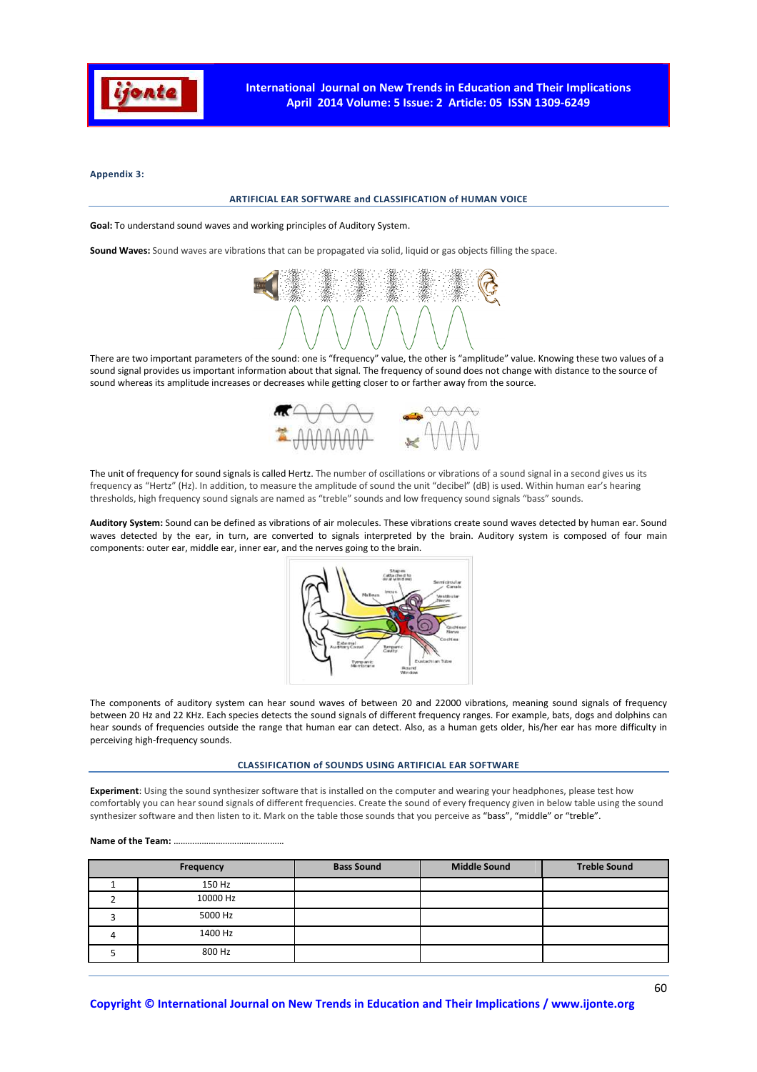**Appendix 3:**

## ARTIFICIAL EAR SOFTWARE and CLASSIFICATION of HUMAN VOICE

**Goal:** To understand sound waves and working principles of Auditory System.

**Sound Waves:** Sound waves are vibrations that can be propagated via solid, liquid or gas objects filling the space.

There are two important parameters of the sound: one is "frequency" value, the other is "amplitude" value. Knowing these two values of a sound signal provides us important information about that signal. The frequency of sound does not change with distance to the source of sound whereas its amplitude increases or decreases while getting closer to or farther away from the source.

The unit of frequency for sound signals is called Hertz. The number of oscillations or vibrations of a sound signal in a second gives us its frequency as "Hertz" (Hz). In addition, to measure the amplitude of sound the unit "decibel" (dB) is used. Within human ear's hearing thresholds, high frequency sound signals are named as "treble" sounds and low frequency sound signals "bass" sounds.

**Auditory System:** Sound can be defined as vibrations of air molecules. These vibrations create sound waves detected by human ear. Sound waves detected by the ear, in turn, are converted to signals interpreted by the brain. Auditory system is composed of four main components: outer ear, middle ear, inner ear, and the nerves going to the brain.

The components of auditory system can hear sound waves of between 20 and 22000 vibrations, meaning sound signals of frequency between 20 Hz and 22 KHz. Each species detects the sound signals of different frequency ranges. For example, bats, dogs and dolphins can hear sounds of frequencies outside the range that human ear can detect. Also, as a human gets older, his/her ear has more difficulty in perceiving high-frequency sounds.

## CLASSIFICATION of SOUNDS USING ARTIFICIAL EAR SOFTWARE

**Experiment**: Using the sound synthesizer software that is installed on the computer and wearing your headphones, please test how comfortably you can hear sound signals of different frequencies. Create the sound of every frequency given in below table using the sound synthesizer software and then listen to it. Mark on the table those sounds that you perceive as "bass", "middle" or "treble".

**Name of the Team:** ……………………………………………

| | Frequency | Bass Sound | Middle Sound | Treble Sound |
|---|---|---|---|---|
| 1 | 150 Hz | | | |
| 2 | 10000 Hz | | | |
| 3 | 5000 Hz | | | |
| 4 | 1400 Hz | | | |
| 5 | 800 Hz | | | |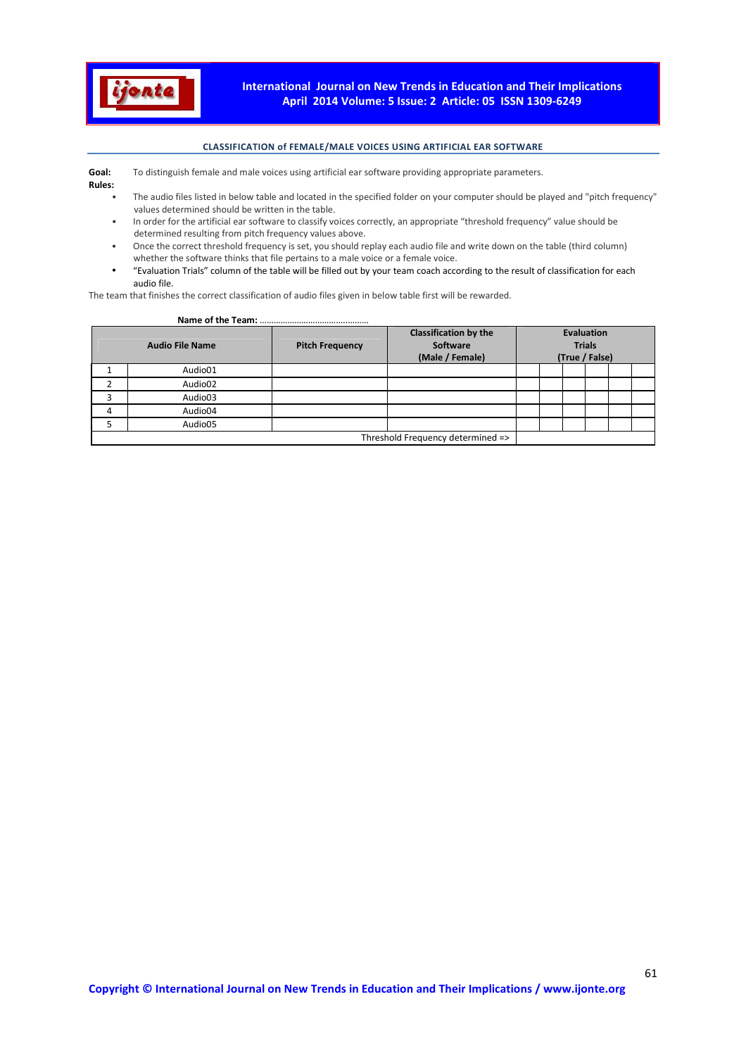### CLASSIFICATION of FEMALE/MALE VOICES USING ARTIFICIAL EAR SOFTWARE

**Goal:** To distinguish female and male voices using artificial ear software providing appropriate parameters.

**Rules:**

- The audio files listed in below table and located in the specified folder on your computer should be played and "pitch frequency" values determined should be written in the table.
- In order for the artificial ear software to classify voices correctly, an appropriate "threshold frequency" value should be determined resulting from pitch frequency values above.
- Once the correct threshold frequency is set, you should replay each audio file and write down on the table (third column) whether the software thinks that file pertains to a male voice or a female voice.
- "Evaluation Trials" column of the table will be filled out by your team coach according to the result of classification for each audio file.

The team that finishes the correct classification of audio files given in below table first will be rewarded.

**Name of the Team:** ..............................................

| | Audio File Name | Pitch Frequency | Classification by the Software (Male / Female) | Evaluation Trials (True / False) | | | | | |
|---|---|---|---|---|---|---|---|---|---|
| 1 | Audio01 | | | | | | | | |
| 2 | Audio02 | | | | | | | | |
| 3 | Audio03 | | | | | | | | |
| 4 | Audio04 | | | | | | | | |
| 5 | Audio05 | | | | | | | | |
| | | | Threshold Frequency determined => | | | | | | |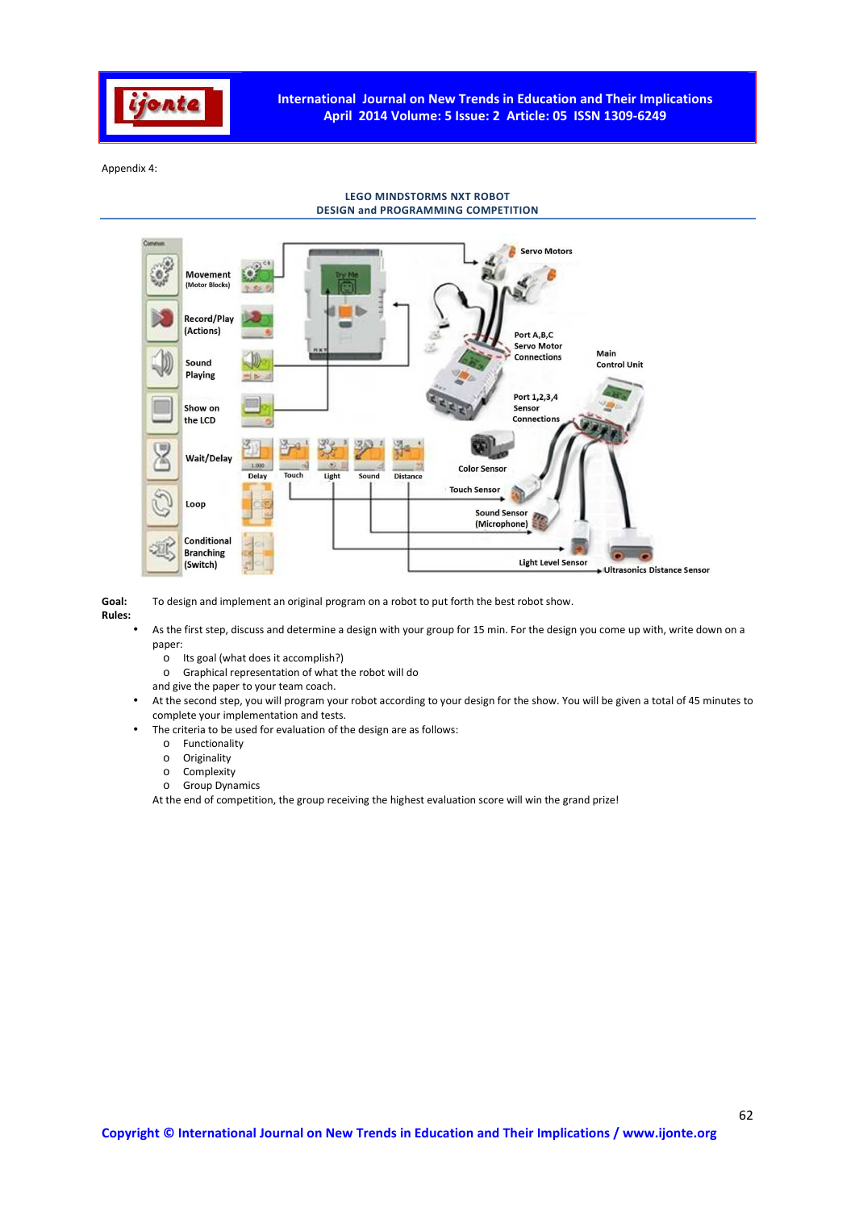Appendix 4:

LEGO MINDSTORMS NXT ROBOT
DESIGN and PROGRAMMING COMPETITION

Common

Movement (Motor Blocks)

Record/Play (Actions)

Sound Playing

Show on the LCD

Wait/Delay

Loop

Conditional Branching (Switch)

Delay

Touch

Light

Sound

Distance

Servo Motors

Port A,B,C Servo Motor Connections

Main Control Unit

Port 1,2,3,4 Sensor Connections

Color Sensor

Touch Sensor

Sound Sensor (Microphone)

Light Level Sensor

Ultrasonics Distance Sensor

**Goal:** To design and implement an original program on a robot to put forth the best robot show.

**Rules:**

- As the first step, discuss and determine a design with your group for 15 min. For the design you come up with, write down on a paper:
  - Its goal (what does it accomplish?)
  - Graphical representation of what the robot will do

  and give the paper to your team coach.
- At the second step, you will program your robot according to your design for the show. You will be given a total of 45 minutes to complete your implementation and tests.
- The criteria to be used for evaluation of the design are as follows:
  - Functionality
  - Originality
  - Complexity
  - Group Dynamics

  At the end of competition, the group receiving the highest evaluation score will win the grand prize!